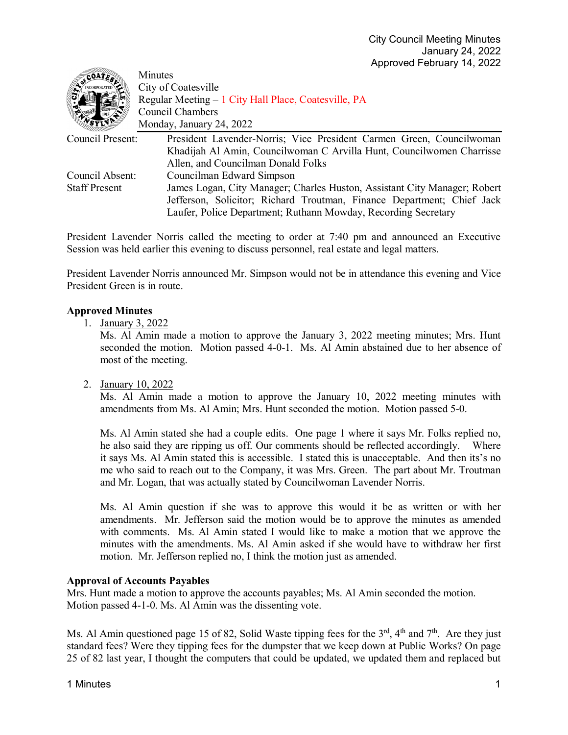City Council Meeting Minutes
January 24, 2022
Approved February 14, 2022

Minutes
City of Coatesville
Regular Meeting – 1 City Hall Place, Coatesville, PA
Council Chambers
Monday, January 24, 2022

| | |
|---|---|
| Council Present: | President Lavender-Norris; Vice President Carmen Green, Councilwoman Khadijah Al Amin, Councilwoman C Arvilla Hunt, Councilwomen Charrisse Allen, and Councilman Donald Folks |
| Council Absent: | Councilman Edward Simpson |
| Staff Present | James Logan, City Manager; Charles Huston, Assistant City Manager; Robert Jefferson, Solicitor; Richard Troutman, Finance Department; Chief Jack Laufer, Police Department; Ruthann Mowday, Recording Secretary |

President Lavender Norris called the meeting to order at 7:40 pm and announced an Executive Session was held earlier this evening to discuss personnel, real estate and legal matters.

President Lavender Norris announced Mr. Simpson would not be in attendance this evening and Vice President Green is in route.

**Approved Minutes**

1. January 3, 2022
   Ms. Al Amin made a motion to approve the January 3, 2022 meeting minutes; Mrs. Hunt seconded the motion. Motion passed 4-0-1. Ms. Al Amin abstained due to her absence of most of the meeting.

2. January 10, 2022
   Ms. Al Amin made a motion to approve the January 10, 2022 meeting minutes with amendments from Ms. Al Amin; Mrs. Hunt seconded the motion. Motion passed 5-0.

   Ms. Al Amin stated she had a couple edits. One page 1 where it says Mr. Folks replied no, he also said they are ripping us off. Our comments should be reflected accordingly. Where it says Ms. Al Amin stated this is accessible. I stated this is unacceptable. And then its's no me who said to reach out to the Company, it was Mrs. Green. The part about Mr. Troutman and Mr. Logan, that was actually stated by Councilwoman Lavender Norris.

   Ms. Al Amin question if she was to approve this would it be as written or with her amendments. Mr. Jefferson said the motion would be to approve the minutes as amended with comments. Ms. Al Amin stated I would like to make a motion that we approve the minutes with the amendments. Ms. Al Amin asked if she would have to withdraw her first motion. Mr. Jefferson replied no, I think the motion just as amended.

**Approval of Accounts Payables**

Mrs. Hunt made a motion to approve the accounts payables; Ms. Al Amin seconded the motion. Motion passed 4-1-0. Ms. Al Amin was the dissenting vote.

Ms. Al Amin questioned page 15 of 82, Solid Waste tipping fees for the 3rd, 4th and 7th. Are they just standard fees? Were they tipping fees for the dumpster that we keep down at Public Works? On page 25 of 82 last year, I thought the computers that could be updated, we updated them and replaced but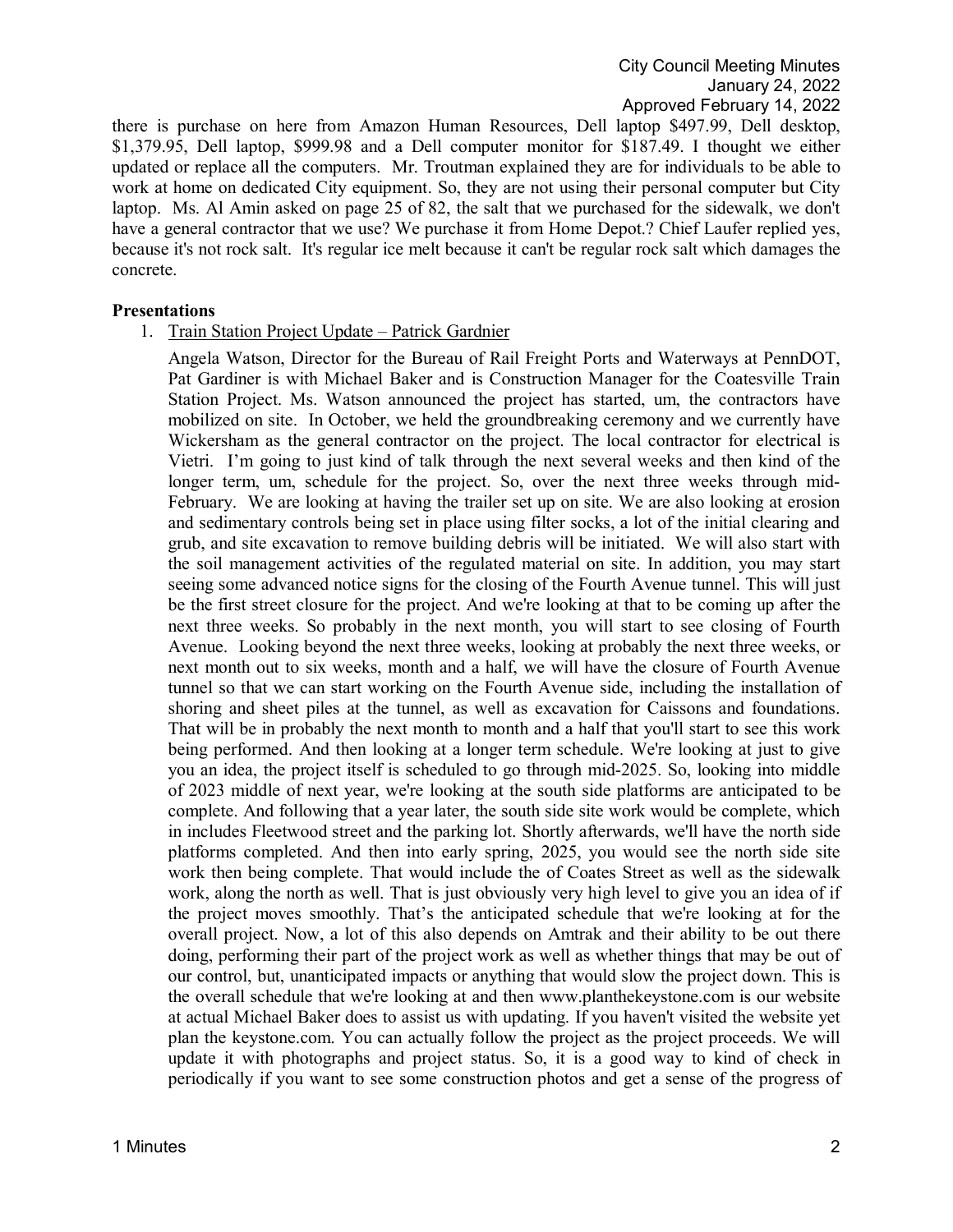there is purchase on here from Amazon Human Resources, Dell laptop $497.99, Dell desktop, $1,379.95, Dell laptop, $999.98 and a Dell computer monitor for $187.49. I thought we either updated or replace all the computers. Mr. Troutman explained they are for individuals to be able to work at home on dedicated City equipment. So, they are not using their personal computer but City laptop. Ms. Al Amin asked on page 25 of 82, the salt that we purchased for the sidewalk, we don't have a general contractor that we use? We purchase it from Home Depot.? Chief Laufer replied yes, because it's not rock salt. It's regular ice melt because it can't be regular rock salt which damages the concrete.

**Presentations**

1. Train Station Project Update – Patrick Gardnier

   Angela Watson, Director for the Bureau of Rail Freight Ports and Waterways at PennDOT, Pat Gardiner is with Michael Baker and is Construction Manager for the Coatesville Train Station Project. Ms. Watson announced the project has started, um, the contractors have mobilized on site. In October, we held the groundbreaking ceremony and we currently have Wickersham as the general contractor on the project. The local contractor for electrical is Vietri. I'm going to just kind of talk through the next several weeks and then kind of the longer term, um, schedule for the project. So, over the next three weeks through mid-February. We are looking at having the trailer set up on site. We are also looking at erosion and sedimentary controls being set in place using filter socks, a lot of the initial clearing and grub, and site excavation to remove building debris will be initiated. We will also start with the soil management activities of the regulated material on site. In addition, you may start seeing some advanced notice signs for the closing of the Fourth Avenue tunnel. This will just be the first street closure for the project. And we're looking at that to be coming up after the next three weeks. So probably in the next month, you will start to see closing of Fourth Avenue. Looking beyond the next three weeks, looking at probably the next three weeks, or next month out to six weeks, month and a half, we will have the closure of Fourth Avenue tunnel so that we can start working on the Fourth Avenue side, including the installation of shoring and sheet piles at the tunnel, as well as excavation for Caissons and foundations. That will be in probably the next month to month and a half that you'll start to see this work being performed. And then looking at a longer term schedule. We're looking at just to give you an idea, the project itself is scheduled to go through mid-2025. So, looking into middle of 2023 middle of next year, we're looking at the south side platforms are anticipated to be complete. And following that a year later, the south side site work would be complete, which in includes Fleetwood street and the parking lot. Shortly afterwards, we'll have the north side platforms completed. And then into early spring, 2025, you would see the north side site work then being complete. That would include the of Coates Street as well as the sidewalk work, along the north as well. That is just obviously very high level to give you an idea of if the project moves smoothly. That's the anticipated schedule that we're looking at for the overall project. Now, a lot of this also depends on Amtrak and their ability to be out there doing, performing their part of the project work as well as whether things that may be out of our control, but, unanticipated impacts or anything that would slow the project down. This is the overall schedule that we're looking at and then www.planthekeystone.com is our website at actual Michael Baker does to assist us with updating. If you haven't visited the website yet plan the keystone.com. You can actually follow the project as the project proceeds. We will update it with photographs and project status. So, it is a good way to kind of check in periodically if you want to see some construction photos and get a sense of the progress of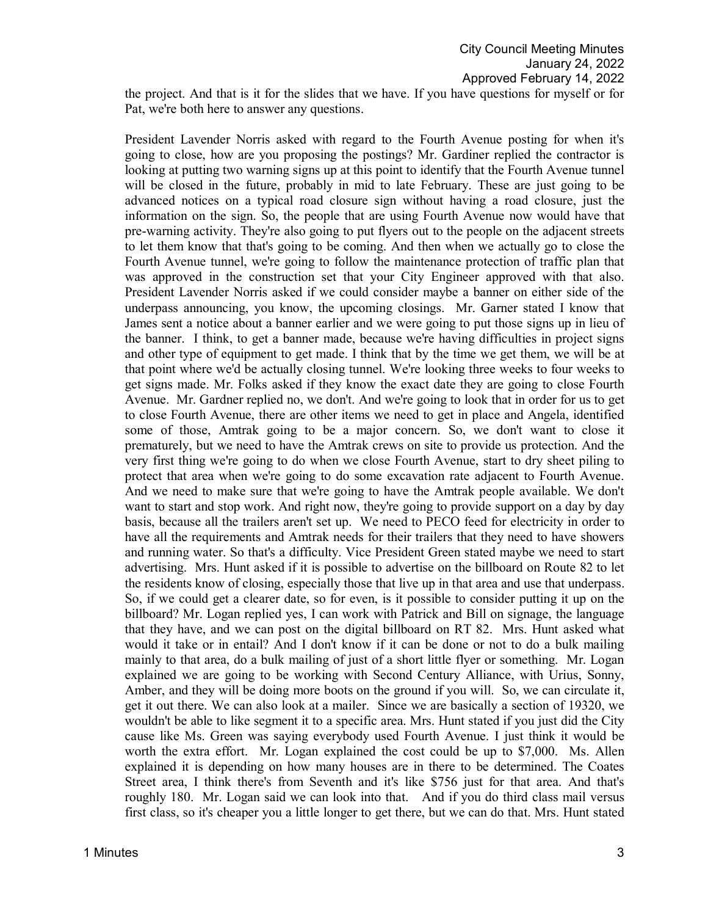the project. And that is it for the slides that we have. If you have questions for myself or for Pat, we're both here to answer any questions.

President Lavender Norris asked with regard to the Fourth Avenue posting for when it's going to close, how are you proposing the postings? Mr. Gardiner replied the contractor is looking at putting two warning signs up at this point to identify that the Fourth Avenue tunnel will be closed in the future, probably in mid to late February. These are just going to be advanced notices on a typical road closure sign without having a road closure, just the information on the sign. So, the people that are using Fourth Avenue now would have that pre-warning activity. They're also going to put flyers out to the people on the adjacent streets to let them know that that's going to be coming. And then when we actually go to close the Fourth Avenue tunnel, we're going to follow the maintenance protection of traffic plan that was approved in the construction set that your City Engineer approved with that also. President Lavender Norris asked if we could consider maybe a banner on either side of the underpass announcing, you know, the upcoming closings. Mr. Garner stated I know that James sent a notice about a banner earlier and we were going to put those signs up in lieu of the banner. I think, to get a banner made, because we're having difficulties in project signs and other type of equipment to get made. I think that by the time we get them, we will be at that point where we'd be actually closing tunnel. We're looking three weeks to four weeks to get signs made. Mr. Folks asked if they know the exact date they are going to close Fourth Avenue. Mr. Gardner replied no, we don't. And we're going to look that in order for us to get to close Fourth Avenue, there are other items we need to get in place and Angela, identified some of those, Amtrak going to be a major concern. So, we don't want to close it prematurely, but we need to have the Amtrak crews on site to provide us protection. And the very first thing we're going to do when we close Fourth Avenue, start to dry sheet piling to protect that area when we're going to do some excavation rate adjacent to Fourth Avenue. And we need to make sure that we're going to have the Amtrak people available. We don't want to start and stop work. And right now, they're going to provide support on a day by day basis, because all the trailers aren't set up. We need to PECO feed for electricity in order to have all the requirements and Amtrak needs for their trailers that they need to have showers and running water. So that's a difficulty. Vice President Green stated maybe we need to start advertising. Mrs. Hunt asked if it is possible to advertise on the billboard on Route 82 to let the residents know of closing, especially those that live up in that area and use that underpass. So, if we could get a clearer date, so for even, is it possible to consider putting it up on the billboard? Mr. Logan replied yes, I can work with Patrick and Bill on signage, the language that they have, and we can post on the digital billboard on RT 82. Mrs. Hunt asked what would it take or in entail? And I don't know if it can be done or not to do a bulk mailing mainly to that area, do a bulk mailing of just of a short little flyer or something. Mr. Logan explained we are going to be working with Second Century Alliance, with Urius, Sonny, Amber, and they will be doing more boots on the ground if you will. So, we can circulate it, get it out there. We can also look at a mailer. Since we are basically a section of 19320, we wouldn't be able to like segment it to a specific area. Mrs. Hunt stated if you just did the City cause like Ms. Green was saying everybody used Fourth Avenue. I just think it would be worth the extra effort. Mr. Logan explained the cost could be up to $7,000. Ms. Allen explained it is depending on how many houses are in there to be determined. The Coates Street area, I think there's from Seventh and it's like $756 just for that area. And that's roughly 180. Mr. Logan said we can look into that. And if you do third class mail versus first class, so it's cheaper you a little longer to get there, but we can do that. Mrs. Hunt stated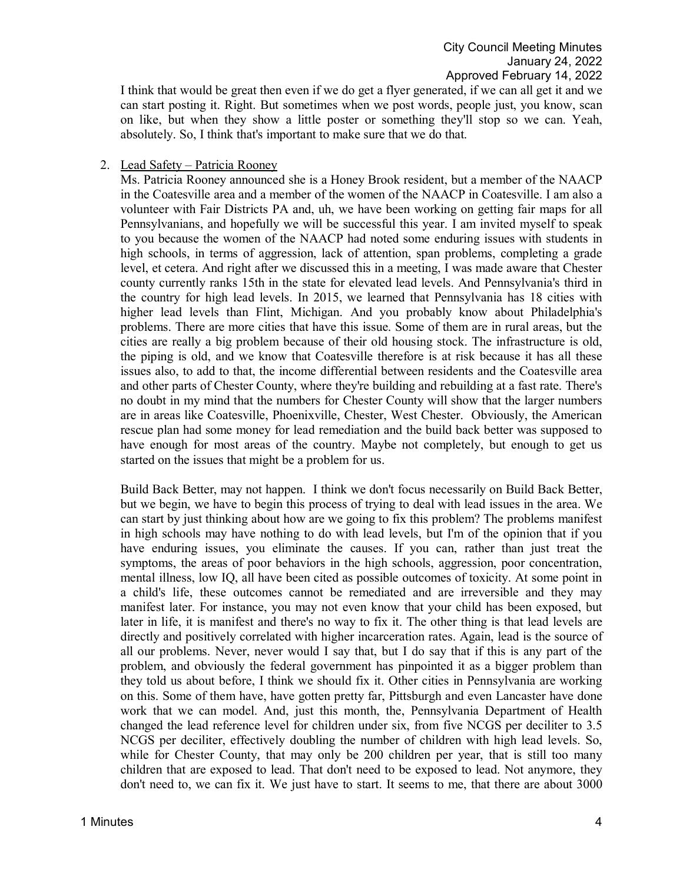I think that would be great then even if we do get a flyer generated, if we can all get it and we can start posting it. Right. But sometimes when we post words, people just, you know, scan on like, but when they show a little poster or something they'll stop so we can. Yeah, absolutely. So, I think that's important to make sure that we do that.

2. Lead Safety – Patricia Rooney

Ms. Patricia Rooney announced she is a Honey Brook resident, but a member of the NAACP in the Coatesville area and a member of the women of the NAACP in Coatesville. I am also a volunteer with Fair Districts PA and, uh, we have been working on getting fair maps for all Pennsylvanians, and hopefully we will be successful this year. I am invited myself to speak to you because the women of the NAACP had noted some enduring issues with students in high schools, in terms of aggression, lack of attention, span problems, completing a grade level, et cetera. And right after we discussed this in a meeting, I was made aware that Chester county currently ranks 15th in the state for elevated lead levels. And Pennsylvania's third in the country for high lead levels. In 2015, we learned that Pennsylvania has 18 cities with higher lead levels than Flint, Michigan. And you probably know about Philadelphia's problems. There are more cities that have this issue. Some of them are in rural areas, but the cities are really a big problem because of their old housing stock. The infrastructure is old, the piping is old, and we know that Coatesville therefore is at risk because it has all these issues also, to add to that, the income differential between residents and the Coatesville area and other parts of Chester County, where they're building and rebuilding at a fast rate. There's no doubt in my mind that the numbers for Chester County will show that the larger numbers are in areas like Coatesville, Phoenixville, Chester, West Chester. Obviously, the American rescue plan had some money for lead remediation and the build back better was supposed to have enough for most areas of the country. Maybe not completely, but enough to get us started on the issues that might be a problem for us.

Build Back Better, may not happen. I think we don't focus necessarily on Build Back Better, but we begin, we have to begin this process of trying to deal with lead issues in the area. We can start by just thinking about how are we going to fix this problem? The problems manifest in high schools may have nothing to do with lead levels, but I'm of the opinion that if you have enduring issues, you eliminate the causes. If you can, rather than just treat the symptoms, the areas of poor behaviors in the high schools, aggression, poor concentration, mental illness, low IQ, all have been cited as possible outcomes of toxicity. At some point in a child's life, these outcomes cannot be remediated and are irreversible and they may manifest later. For instance, you may not even know that your child has been exposed, but later in life, it is manifest and there's no way to fix it. The other thing is that lead levels are directly and positively correlated with higher incarceration rates. Again, lead is the source of all our problems. Never, never would I say that, but I do say that if this is any part of the problem, and obviously the federal government has pinpointed it as a bigger problem than they told us about before, I think we should fix it. Other cities in Pennsylvania are working on this. Some of them have, have gotten pretty far, Pittsburgh and even Lancaster have done work that we can model. And, just this month, the, Pennsylvania Department of Health changed the lead reference level for children under six, from five NCGS per deciliter to 3.5 NCGS per deciliter, effectively doubling the number of children with high lead levels. So, while for Chester County, that may only be 200 children per year, that is still too many children that are exposed to lead. That don't need to be exposed to lead. Not anymore, they don't need to, we can fix it. We just have to start. It seems to me, that there are about 3000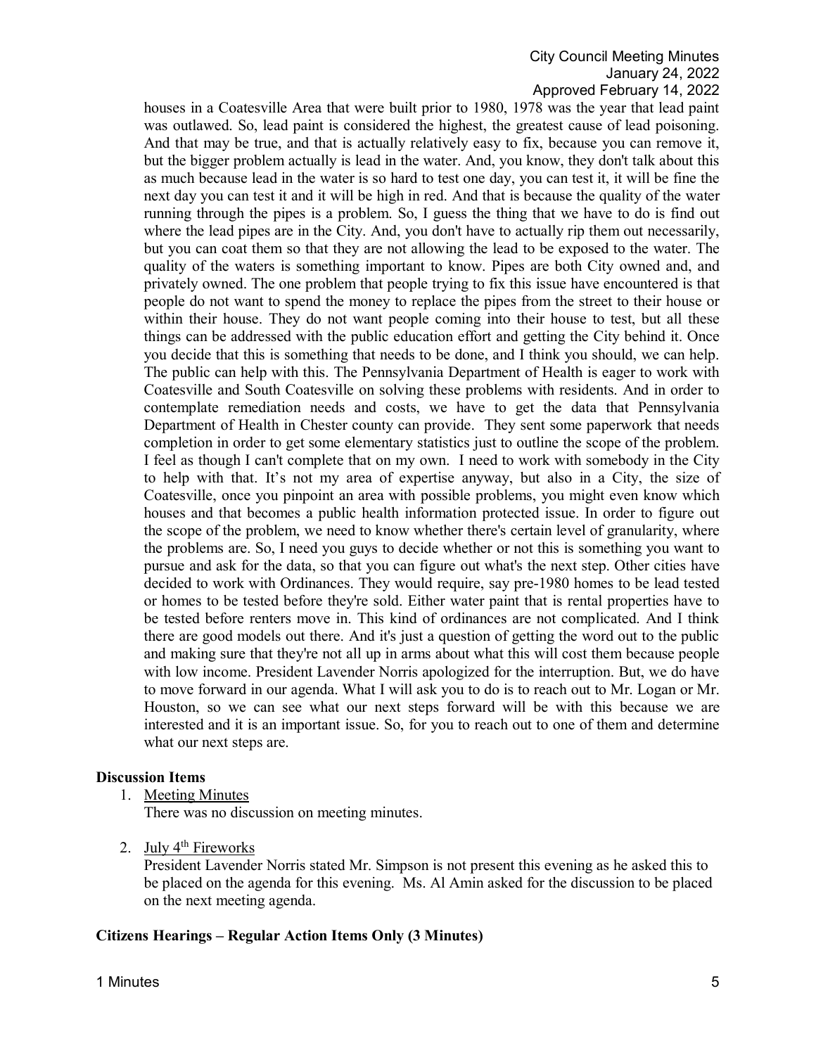houses in a Coatesville Area that were built prior to 1980, 1978 was the year that lead paint was outlawed. So, lead paint is considered the highest, the greatest cause of lead poisoning. And that may be true, and that is actually relatively easy to fix, because you can remove it, but the bigger problem actually is lead in the water. And, you know, they don't talk about this as much because lead in the water is so hard to test one day, you can test it, it will be fine the next day you can test it and it will be high in red. And that is because the quality of the water running through the pipes is a problem. So, I guess the thing that we have to do is find out where the lead pipes are in the City. And, you don't have to actually rip them out necessarily, but you can coat them so that they are not allowing the lead to be exposed to the water. The quality of the waters is something important to know. Pipes are both City owned and, and privately owned. The one problem that people trying to fix this issue have encountered is that people do not want to spend the money to replace the pipes from the street to their house or within their house. They do not want people coming into their house to test, but all these things can be addressed with the public education effort and getting the City behind it. Once you decide that this is something that needs to be done, and I think you should, we can help. The public can help with this. The Pennsylvania Department of Health is eager to work with Coatesville and South Coatesville on solving these problems with residents. And in order to contemplate remediation needs and costs, we have to get the data that Pennsylvania Department of Health in Chester county can provide. They sent some paperwork that needs completion in order to get some elementary statistics just to outline the scope of the problem. I feel as though I can't complete that on my own. I need to work with somebody in the City to help with that. It's not my area of expertise anyway, but also in a City, the size of Coatesville, once you pinpoint an area with possible problems, you might even know which houses and that becomes a public health information protected issue. In order to figure out the scope of the problem, we need to know whether there's certain level of granularity, where the problems are. So, I need you guys to decide whether or not this is something you want to pursue and ask for the data, so that you can figure out what's the next step. Other cities have decided to work with Ordinances. They would require, say pre-1980 homes to be lead tested or homes to be tested before they're sold. Either water paint that is rental properties have to be tested before renters move in. This kind of ordinances are not complicated. And I think there are good models out there. And it's just a question of getting the word out to the public and making sure that they're not all up in arms about what this will cost them because people with low income. President Lavender Norris apologized for the interruption. But, we do have to move forward in our agenda. What I will ask you to do is to reach out to Mr. Logan or Mr. Houston, so we can see what our next steps forward will be with this because we are interested and it is an important issue. So, for you to reach out to one of them and determine what our next steps are.

**Discussion Items**

1. Meeting Minutes

   There was no discussion on meeting minutes.

2. July 4th Fireworks

   President Lavender Norris stated Mr. Simpson is not present this evening as he asked this to be placed on the agenda for this evening. Ms. Al Amin asked for the discussion to be placed on the next meeting agenda.

**Citizens Hearings – Regular Action Items Only (3 Minutes)**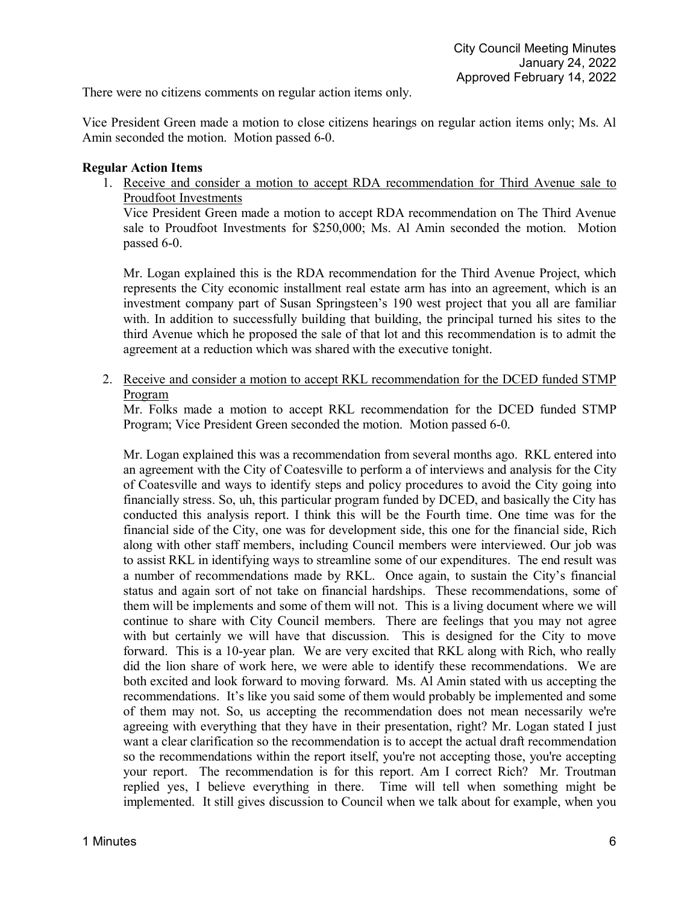There were no citizens comments on regular action items only.

Vice President Green made a motion to close citizens hearings on regular action items only; Ms. Al Amin seconded the motion. Motion passed 6-0.

**Regular Action Items**

1. Receive and consider a motion to accept RDA recommendation for Third Avenue sale to Proudfoot Investments

   Vice President Green made a motion to accept RDA recommendation on The Third Avenue sale to Proudfoot Investments for $250,000; Ms. Al Amin seconded the motion. Motion passed 6-0.

   Mr. Logan explained this is the RDA recommendation for the Third Avenue Project, which represents the City economic installment real estate arm has into an agreement, which is an investment company part of Susan Springsteen's 190 west project that you all are familiar with. In addition to successfully building that building, the principal turned his sites to the third Avenue which he proposed the sale of that lot and this recommendation is to admit the agreement at a reduction which was shared with the executive tonight.

2. Receive and consider a motion to accept RKL recommendation for the DCED funded STMP Program

   Mr. Folks made a motion to accept RKL recommendation for the DCED funded STMP Program; Vice President Green seconded the motion. Motion passed 6-0.

   Mr. Logan explained this was a recommendation from several months ago. RKL entered into an agreement with the City of Coatesville to perform a of interviews and analysis for the City of Coatesville and ways to identify steps and policy procedures to avoid the City going into financially stress. So, uh, this particular program funded by DCED, and basically the City has conducted this analysis report. I think this will be the Fourth time. One time was for the financial side of the City, one was for development side, this one for the financial side, Rich along with other staff members, including Council members were interviewed. Our job was to assist RKL in identifying ways to streamline some of our expenditures. The end result was a number of recommendations made by RKL. Once again, to sustain the City's financial status and again sort of not take on financial hardships. These recommendations, some of them will be implements and some of them will not. This is a living document where we will continue to share with City Council members. There are feelings that you may not agree with but certainly we will have that discussion. This is designed for the City to move forward. This is a 10-year plan. We are very excited that RKL along with Rich, who really did the lion share of work here, we were able to identify these recommendations. We are both excited and look forward to moving forward. Ms. Al Amin stated with us accepting the recommendations. It's like you said some of them would probably be implemented and some of them may not. So, us accepting the recommendation does not mean necessarily we're agreeing with everything that they have in their presentation, right? Mr. Logan stated I just want a clear clarification so the recommendation is to accept the actual draft recommendation so the recommendations within the report itself, you're not accepting those, you're accepting your report. The recommendation is for this report. Am I correct Rich? Mr. Troutman replied yes, I believe everything in there. Time will tell when something might be implemented. It still gives discussion to Council when we talk about for example, when you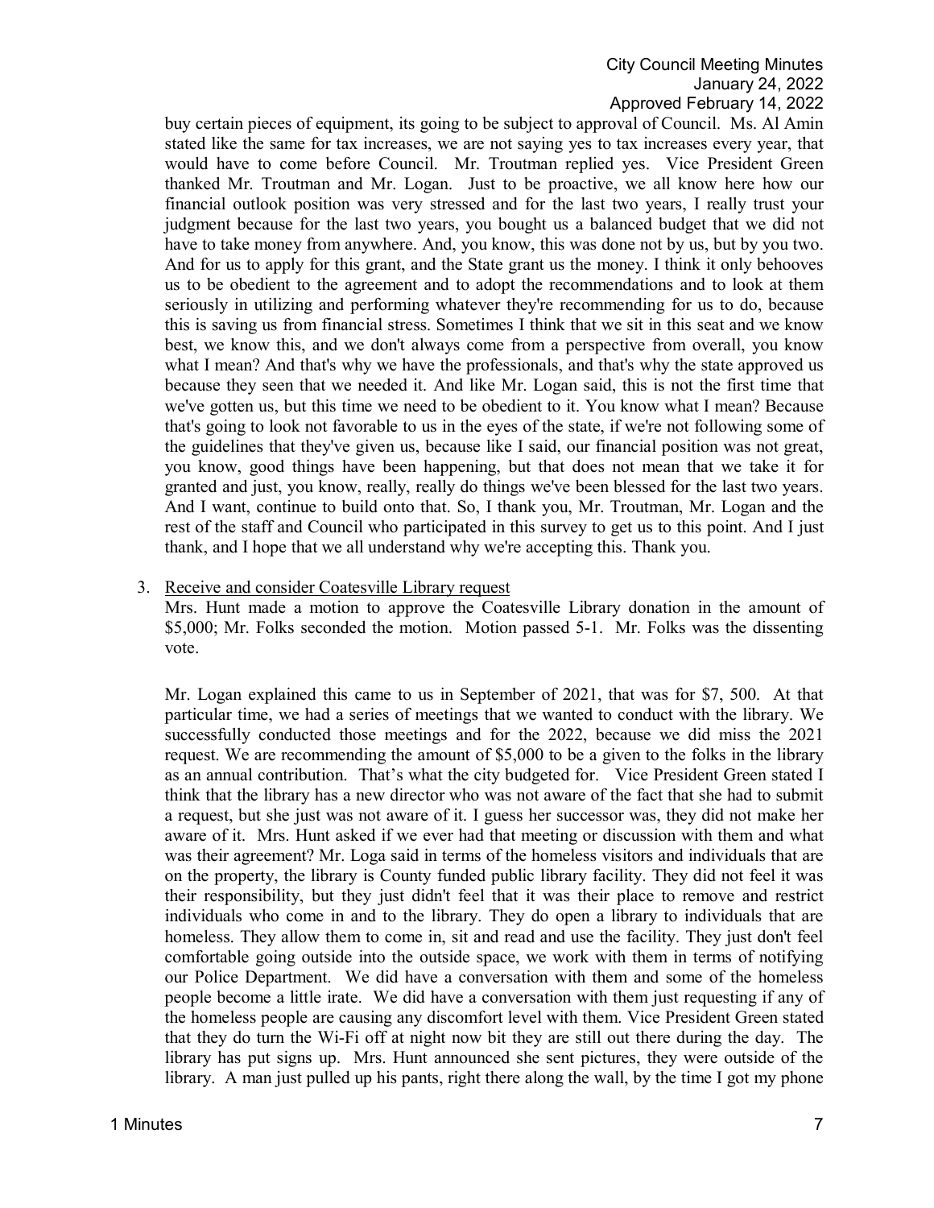buy certain pieces of equipment, its going to be subject to approval of Council. Ms. Al Amin stated like the same for tax increases, we are not saying yes to tax increases every year, that would have to come before Council. Mr. Troutman replied yes. Vice President Green thanked Mr. Troutman and Mr. Logan. Just to be proactive, we all know here how our financial outlook position was very stressed and for the last two years, I really trust your judgment because for the last two years, you bought us a balanced budget that we did not have to take money from anywhere. And, you know, this was done not by us, but by you two. And for us to apply for this grant, and the State grant us the money. I think it only behooves us to be obedient to the agreement and to adopt the recommendations and to look at them seriously in utilizing and performing whatever they're recommending for us to do, because this is saving us from financial stress. Sometimes I think that we sit in this seat and we know best, we know this, and we don't always come from a perspective from overall, you know what I mean? And that's why we have the professionals, and that's why the state approved us because they seen that we needed it. And like Mr. Logan said, this is not the first time that we've gotten us, but this time we need to be obedient to it. You know what I mean? Because that's going to look not favorable to us in the eyes of the state, if we're not following some of the guidelines that they've given us, because like I said, our financial position was not great, you know, good things have been happening, but that does not mean that we take it for granted and just, you know, really, really do things we've been blessed for the last two years. And I want, continue to build onto that. So, I thank you, Mr. Troutman, Mr. Logan and the rest of the staff and Council who participated in this survey to get us to this point. And I just thank, and I hope that we all understand why we're accepting this. Thank you.

3. Receive and consider Coatesville Library request

   Mrs. Hunt made a motion to approve the Coatesville Library donation in the amount of $5,000; Mr. Folks seconded the motion. Motion passed 5-1. Mr. Folks was the dissenting vote.

   Mr. Logan explained this came to us in September of 2021, that was for $7, 500. At that particular time, we had a series of meetings that we wanted to conduct with the library. We successfully conducted those meetings and for the 2022, because we did miss the 2021 request. We are recommending the amount of $5,000 to be a given to the folks in the library as an annual contribution. That's what the city budgeted for. Vice President Green stated I think that the library has a new director who was not aware of the fact that she had to submit a request, but she just was not aware of it. I guess her successor was, they did not make her aware of it. Mrs. Hunt asked if we ever had that meeting or discussion with them and what was their agreement? Mr. Loga said in terms of the homeless visitors and individuals that are on the property, the library is County funded public library facility. They did not feel it was their responsibility, but they just didn't feel that it was their place to remove and restrict individuals who come in and to the library. They do open a library to individuals that are homeless. They allow them to come in, sit and read and use the facility. They just don't feel comfortable going outside into the outside space, we work with them in terms of notifying our Police Department. We did have a conversation with them and some of the homeless people become a little irate. We did have a conversation with them just requesting if any of the homeless people are causing any discomfort level with them. Vice President Green stated that they do turn the Wi-Fi off at night now bit they are still out there during the day. The library has put signs up. Mrs. Hunt announced she sent pictures, they were outside of the library. A man just pulled up his pants, right there along the wall, by the time I got my phone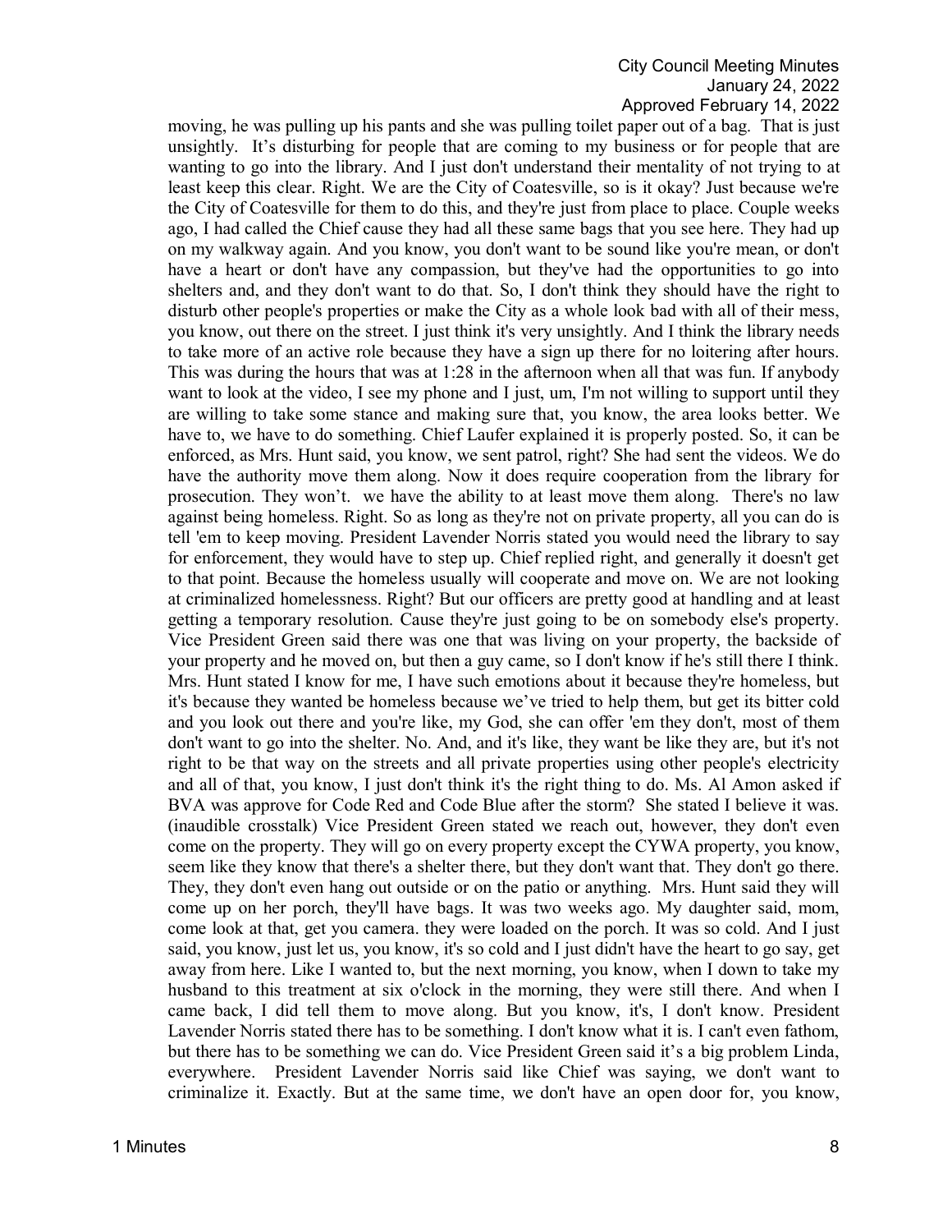moving, he was pulling up his pants and she was pulling toilet paper out of a bag. That is just unsightly. It's disturbing for people that are coming to my business or for people that are wanting to go into the library. And I just don't understand their mentality of not trying to at least keep this clear. Right. We are the City of Coatesville, so is it okay? Just because we're the City of Coatesville for them to do this, and they're just from place to place. Couple weeks ago, I had called the Chief cause they had all these same bags that you see here. They had up on my walkway again. And you know, you don't want to be sound like you're mean, or don't have a heart or don't have any compassion, but they've had the opportunities to go into shelters and, and they don't want to do that. So, I don't think they should have the right to disturb other people's properties or make the City as a whole look bad with all of their mess, you know, out there on the street. I just think it's very unsightly. And I think the library needs to take more of an active role because they have a sign up there for no loitering after hours. This was during the hours that was at 1:28 in the afternoon when all that was fun. If anybody want to look at the video, I see my phone and I just, um, I'm not willing to support until they are willing to take some stance and making sure that, you know, the area looks better. We have to, we have to do something. Chief Laufer explained it is properly posted. So, it can be enforced, as Mrs. Hunt said, you know, we sent patrol, right? She had sent the videos. We do have the authority move them along. Now it does require cooperation from the library for prosecution. They won't. we have the ability to at least move them along. There's no law against being homeless. Right. So as long as they're not on private property, all you can do is tell 'em to keep moving. President Lavender Norris stated you would need the library to say for enforcement, they would have to step up. Chief replied right, and generally it doesn't get to that point. Because the homeless usually will cooperate and move on. We are not looking at criminalized homelessness. Right? But our officers are pretty good at handling and at least getting a temporary resolution. Cause they're just going to be on somebody else's property. Vice President Green said there was one that was living on your property, the backside of your property and he moved on, but then a guy came, so I don't know if he's still there I think. Mrs. Hunt stated I know for me, I have such emotions about it because they're homeless, but it's because they wanted be homeless because we've tried to help them, but get its bitter cold and you look out there and you're like, my God, she can offer 'em they don't, most of them don't want to go into the shelter. No. And, and it's like, they want be like they are, but it's not right to be that way on the streets and all private properties using other people's electricity and all of that, you know, I just don't think it's the right thing to do. Ms. Al Amon asked if BVA was approve for Code Red and Code Blue after the storm? She stated I believe it was. (inaudible crosstalk) Vice President Green stated we reach out, however, they don't even come on the property. They will go on every property except the CYWA property, you know, seem like they know that there's a shelter there, but they don't want that. They don't go there. They, they don't even hang out outside or on the patio or anything. Mrs. Hunt said they will come up on her porch, they'll have bags. It was two weeks ago. My daughter said, mom, come look at that, get you camera. they were loaded on the porch. It was so cold. And I just said, you know, just let us, you know, it's so cold and I just didn't have the heart to go say, get away from here. Like I wanted to, but the next morning, you know, when I down to take my husband to this treatment at six o'clock in the morning, they were still there. And when I came back, I did tell them to move along. But you know, it's, I don't know. President Lavender Norris stated there has to be something. I don't know what it is. I can't even fathom, but there has to be something we can do. Vice President Green said it's a big problem Linda, everywhere. President Lavender Norris said like Chief was saying, we don't want to criminalize it. Exactly. But at the same time, we don't have an open door for, you know,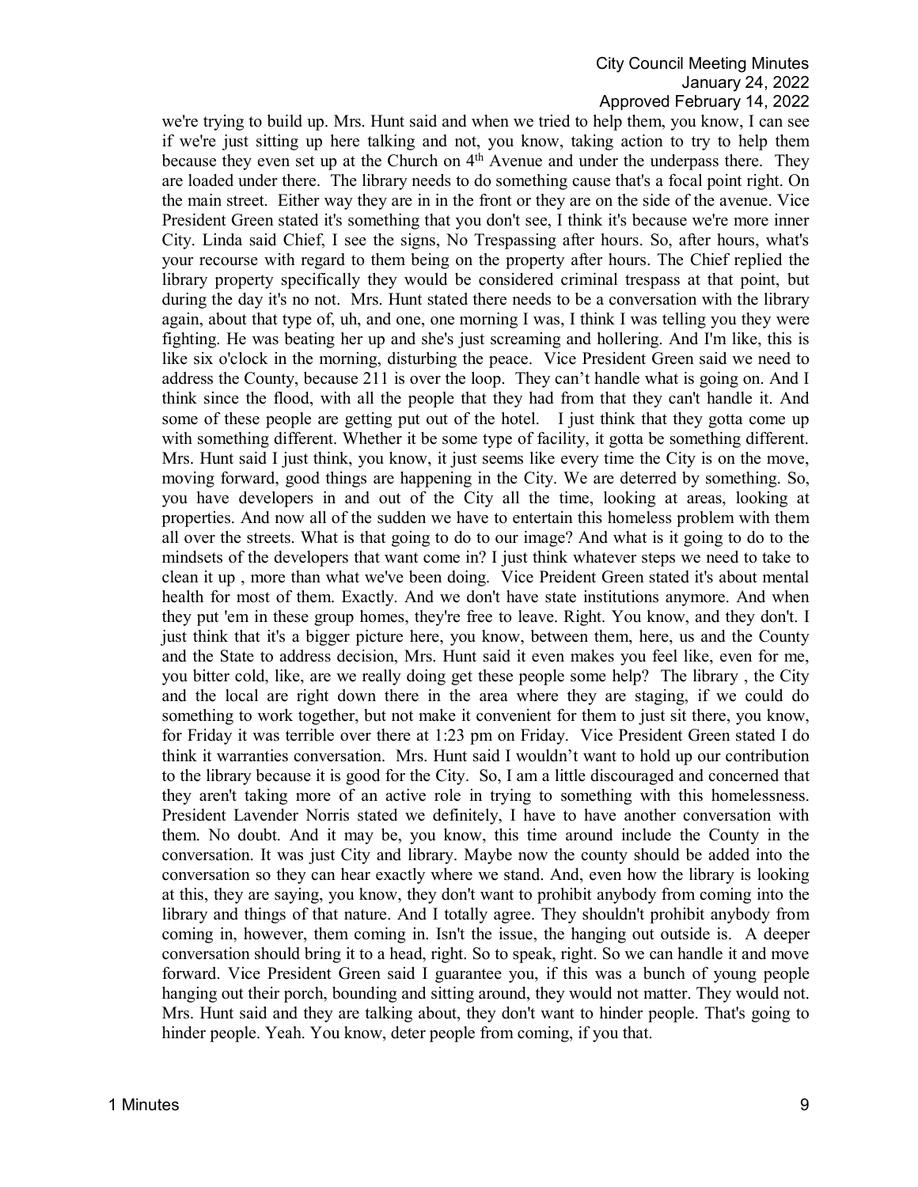we're trying to build up. Mrs. Hunt said and when we tried to help them, you know, I can see if we're just sitting up here talking and not, you know, taking action to try to help them because they even set up at the Church on 4th Avenue and under the underpass there. They are loaded under there. The library needs to do something cause that's a focal point right. On the main street. Either way they are in in the front or they are on the side of the avenue. Vice President Green stated it's something that you don't see, I think it's because we're more inner City. Linda said Chief, I see the signs, No Trespassing after hours. So, after hours, what's your recourse with regard to them being on the property after hours. The Chief replied the library property specifically they would be considered criminal trespass at that point, but during the day it's no not. Mrs. Hunt stated there needs to be a conversation with the library again, about that type of, uh, and one, one morning I was, I think I was telling you they were fighting. He was beating her up and she's just screaming and hollering. And I'm like, this is like six o'clock in the morning, disturbing the peace. Vice President Green said we need to address the County, because 211 is over the loop. They can't handle what is going on. And I think since the flood, with all the people that they had from that they can't handle it. And some of these people are getting put out of the hotel. I just think that they gotta come up with something different. Whether it be some type of facility, it gotta be something different. Mrs. Hunt said I just think, you know, it just seems like every time the City is on the move, moving forward, good things are happening in the City. We are deterred by something. So, you have developers in and out of the City all the time, looking at areas, looking at properties. And now all of the sudden we have to entertain this homeless problem with them all over the streets. What is that going to do to our image? And what is it going to do to the mindsets of the developers that want come in? I just think whatever steps we need to take to clean it up , more than what we've been doing. Vice Preident Green stated it's about mental health for most of them. Exactly. And we don't have state institutions anymore. And when they put 'em in these group homes, they're free to leave. Right. You know, and they don't. I just think that it's a bigger picture here, you know, between them, here, us and the County and the State to address decision, Mrs. Hunt said it even makes you feel like, even for me, you bitter cold, like, are we really doing get these people some help? The library , the City and the local are right down there in the area where they are staging, if we could do something to work together, but not make it convenient for them to just sit there, you know, for Friday it was terrible over there at 1:23 pm on Friday. Vice President Green stated I do think it warranties conversation. Mrs. Hunt said I wouldn't want to hold up our contribution to the library because it is good for the City. So, I am a little discouraged and concerned that they aren't taking more of an active role in trying to something with this homelessness. President Lavender Norris stated we definitely, I have to have another conversation with them. No doubt. And it may be, you know, this time around include the County in the conversation. It was just City and library. Maybe now the county should be added into the conversation so they can hear exactly where we stand. And, even how the library is looking at this, they are saying, you know, they don't want to prohibit anybody from coming into the library and things of that nature. And I totally agree. They shouldn't prohibit anybody from coming in, however, them coming in. Isn't the issue, the hanging out outside is. A deeper conversation should bring it to a head, right. So to speak, right. So we can handle it and move forward. Vice President Green said I guarantee you, if this was a bunch of young people hanging out their porch, bounding and sitting around, they would not matter. They would not. Mrs. Hunt said and they are talking about, they don't want to hinder people. That's going to hinder people. Yeah. You know, deter people from coming, if you that.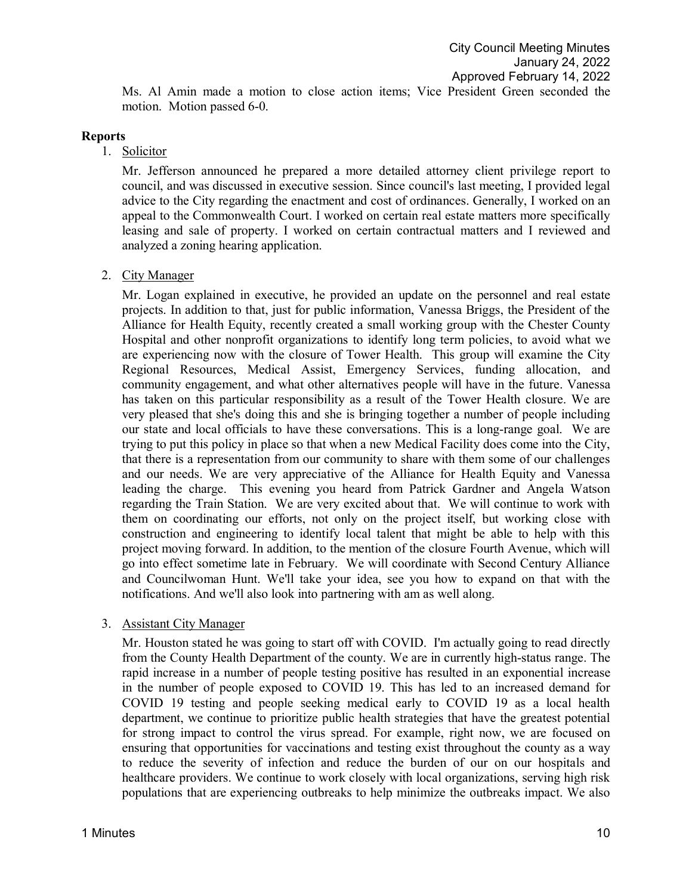Ms. Al Amin made a motion to close action items; Vice President Green seconded the motion. Motion passed 6-0.

## Reports

1. Solicitor

   Mr. Jefferson announced he prepared a more detailed attorney client privilege report to council, and was discussed in executive session. Since council's last meeting, I provided legal advice to the City regarding the enactment and cost of ordinances. Generally, I worked on an appeal to the Commonwealth Court. I worked on certain real estate matters more specifically leasing and sale of property. I worked on certain contractual matters and I reviewed and analyzed a zoning hearing application.

2. City Manager

   Mr. Logan explained in executive, he provided an update on the personnel and real estate projects. In addition to that, just for public information, Vanessa Briggs, the President of the Alliance for Health Equity, recently created a small working group with the Chester County Hospital and other nonprofit organizations to identify long term policies, to avoid what we are experiencing now with the closure of Tower Health. This group will examine the City Regional Resources, Medical Assist, Emergency Services, funding allocation, and community engagement, and what other alternatives people will have in the future. Vanessa has taken on this particular responsibility as a result of the Tower Health closure. We are very pleased that she's doing this and she is bringing together a number of people including our state and local officials to have these conversations. This is a long-range goal. We are trying to put this policy in place so that when a new Medical Facility does come into the City, that there is a representation from our community to share with them some of our challenges and our needs. We are very appreciative of the Alliance for Health Equity and Vanessa leading the charge. This evening you heard from Patrick Gardner and Angela Watson regarding the Train Station. We are very excited about that. We will continue to work with them on coordinating our efforts, not only on the project itself, but working close with construction and engineering to identify local talent that might be able to help with this project moving forward. In addition, to the mention of the closure Fourth Avenue, which will go into effect sometime late in February. We will coordinate with Second Century Alliance and Councilwoman Hunt. We'll take your idea, see you how to expand on that with the notifications. And we'll also look into partnering with am as well along.

3. Assistant City Manager

   Mr. Houston stated he was going to start off with COVID. I'm actually going to read directly from the County Health Department of the county. We are in currently high-status range. The rapid increase in a number of people testing positive has resulted in an exponential increase in the number of people exposed to COVID 19. This has led to an increased demand for COVID 19 testing and people seeking medical early to COVID 19 as a local health department, we continue to prioritize public health strategies that have the greatest potential for strong impact to control the virus spread. For example, right now, we are focused on ensuring that opportunities for vaccinations and testing exist throughout the county as a way to reduce the severity of infection and reduce the burden of our on our hospitals and healthcare providers. We continue to work closely with local organizations, serving high risk populations that are experiencing outbreaks to help minimize the outbreaks impact. We also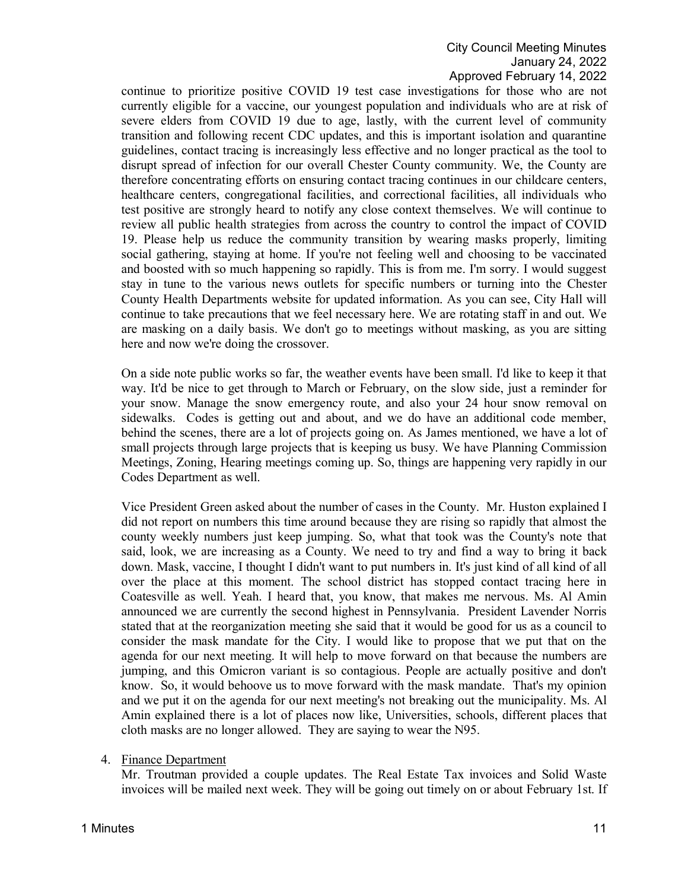continue to prioritize positive COVID 19 test case investigations for those who are not currently eligible for a vaccine, our youngest population and individuals who are at risk of severe elders from COVID 19 due to age, lastly, with the current level of community transition and following recent CDC updates, and this is important isolation and quarantine guidelines, contact tracing is increasingly less effective and no longer practical as the tool to disrupt spread of infection for our overall Chester County community. We, the County are therefore concentrating efforts on ensuring contact tracing continues in our childcare centers, healthcare centers, congregational facilities, and correctional facilities, all individuals who test positive are strongly heard to notify any close context themselves. We will continue to review all public health strategies from across the country to control the impact of COVID 19. Please help us reduce the community transition by wearing masks properly, limiting social gathering, staying at home. If you're not feeling well and choosing to be vaccinated and boosted with so much happening so rapidly. This is from me. I'm sorry. I would suggest stay in tune to the various news outlets for specific numbers or turning into the Chester County Health Departments website for updated information. As you can see, City Hall will continue to take precautions that we feel necessary here. We are rotating staff in and out. We are masking on a daily basis. We don't go to meetings without masking, as you are sitting here and now we're doing the crossover.

On a side note public works so far, the weather events have been small. I'd like to keep it that way. It'd be nice to get through to March or February, on the slow side, just a reminder for your snow. Manage the snow emergency route, and also your 24 hour snow removal on sidewalks. Codes is getting out and about, and we do have an additional code member, behind the scenes, there are a lot of projects going on. As James mentioned, we have a lot of small projects through large projects that is keeping us busy. We have Planning Commission Meetings, Zoning, Hearing meetings coming up. So, things are happening very rapidly in our Codes Department as well.

Vice President Green asked about the number of cases in the County. Mr. Huston explained I did not report on numbers this time around because they are rising so rapidly that almost the county weekly numbers just keep jumping. So, what that took was the County's note that said, look, we are increasing as a County. We need to try and find a way to bring it back down. Mask, vaccine, I thought I didn't want to put numbers in. It's just kind of all kind of all over the place at this moment. The school district has stopped contact tracing here in Coatesville as well. Yeah. I heard that, you know, that makes me nervous. Ms. Al Amin announced we are currently the second highest in Pennsylvania. President Lavender Norris stated that at the reorganization meeting she said that it would be good for us as a council to consider the mask mandate for the City. I would like to propose that we put that on the agenda for our next meeting. It will help to move forward on that because the numbers are jumping, and this Omicron variant is so contagious. People are actually positive and don't know. So, it would behoove us to move forward with the mask mandate. That's my opinion and we put it on the agenda for our next meeting's not breaking out the municipality. Ms. Al Amin explained there is a lot of places now like, Universities, schools, different places that cloth masks are no longer allowed. They are saying to wear the N95.

4. Finance Department

   Mr. Troutman provided a couple updates. The Real Estate Tax invoices and Solid Waste invoices will be mailed next week. They will be going out timely on or about February 1st. If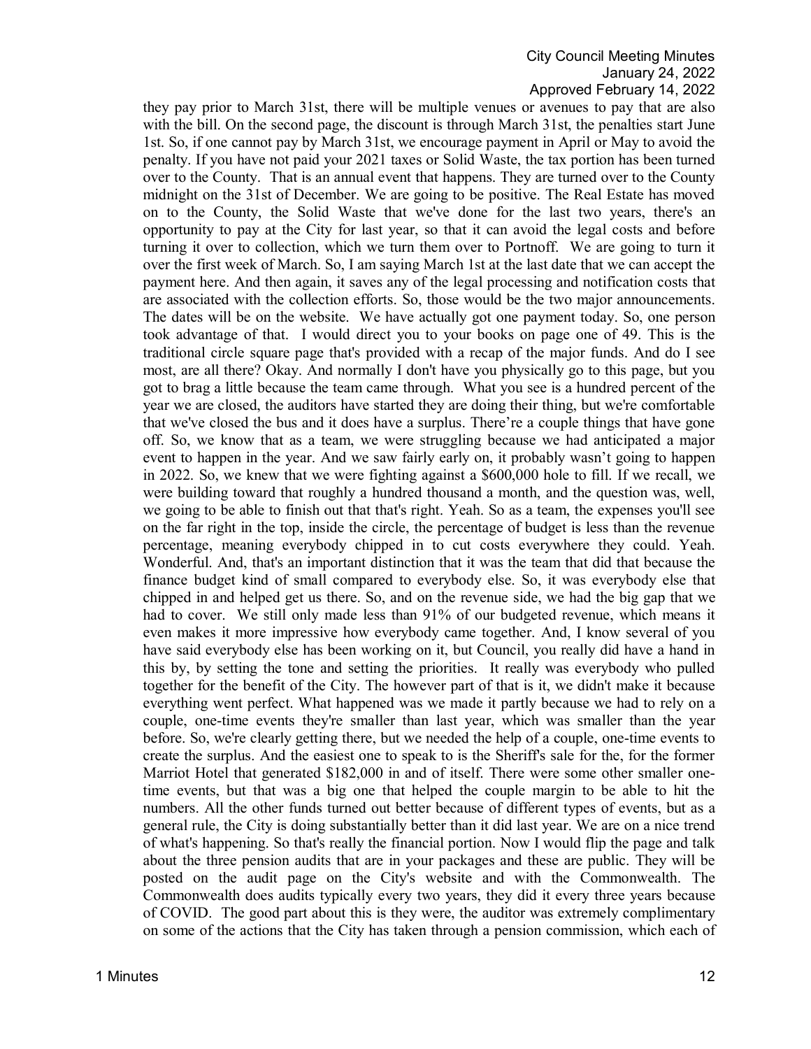they pay prior to March 31st, there will be multiple venues or avenues to pay that are also with the bill. On the second page, the discount is through March 31st, the penalties start June 1st. So, if one cannot pay by March 31st, we encourage payment in April or May to avoid the penalty. If you have not paid your 2021 taxes or Solid Waste, the tax portion has been turned over to the County. That is an annual event that happens. They are turned over to the County midnight on the 31st of December. We are going to be positive. The Real Estate has moved on to the County, the Solid Waste that we've done for the last two years, there's an opportunity to pay at the City for last year, so that it can avoid the legal costs and before turning it over to collection, which we turn them over to Portnoff. We are going to turn it over the first week of March. So, I am saying March 1st at the last date that we can accept the payment here. And then again, it saves any of the legal processing and notification costs that are associated with the collection efforts. So, those would be the two major announcements. The dates will be on the website. We have actually got one payment today. So, one person took advantage of that. I would direct you to your books on page one of 49. This is the traditional circle square page that's provided with a recap of the major funds. And do I see most, are all there? Okay. And normally I don't have you physically go to this page, but you got to brag a little because the team came through. What you see is a hundred percent of the year we are closed, the auditors have started they are doing their thing, but we're comfortable that we've closed the bus and it does have a surplus. There're a couple things that have gone off. So, we know that as a team, we were struggling because we had anticipated a major event to happen in the year. And we saw fairly early on, it probably wasn't going to happen in 2022. So, we knew that we were fighting against a $600,000 hole to fill. If we recall, we were building toward that roughly a hundred thousand a month, and the question was, well, we going to be able to finish out that that's right. Yeah. So as a team, the expenses you'll see on the far right in the top, inside the circle, the percentage of budget is less than the revenue percentage, meaning everybody chipped in to cut costs everywhere they could. Yeah. Wonderful. And, that's an important distinction that it was the team that did that because the finance budget kind of small compared to everybody else. So, it was everybody else that chipped in and helped get us there. So, and on the revenue side, we had the big gap that we had to cover. We still only made less than 91% of our budgeted revenue, which means it even makes it more impressive how everybody came together. And, I know several of you have said everybody else has been working on it, but Council, you really did have a hand in this by, by setting the tone and setting the priorities. It really was everybody who pulled together for the benefit of the City. The however part of that is it, we didn't make it because everything went perfect. What happened was we made it partly because we had to rely on a couple, one-time events they're smaller than last year, which was smaller than the year before. So, we're clearly getting there, but we needed the help of a couple, one-time events to create the surplus. And the easiest one to speak to is the Sheriff's sale for the, for the former Marriot Hotel that generated $182,000 in and of itself. There were some other smaller one-time events, but that was a big one that helped the couple margin to be able to hit the numbers. All the other funds turned out better because of different types of events, but as a general rule, the City is doing substantially better than it did last year. We are on a nice trend of what's happening. So that's really the financial portion. Now I would flip the page and talk about the three pension audits that are in your packages and these are public. They will be posted on the audit page on the City's website and with the Commonwealth. The Commonwealth does audits typically every two years, they did it every three years because of COVID. The good part about this is they were, the auditor was extremely complimentary on some of the actions that the City has taken through a pension commission, which each of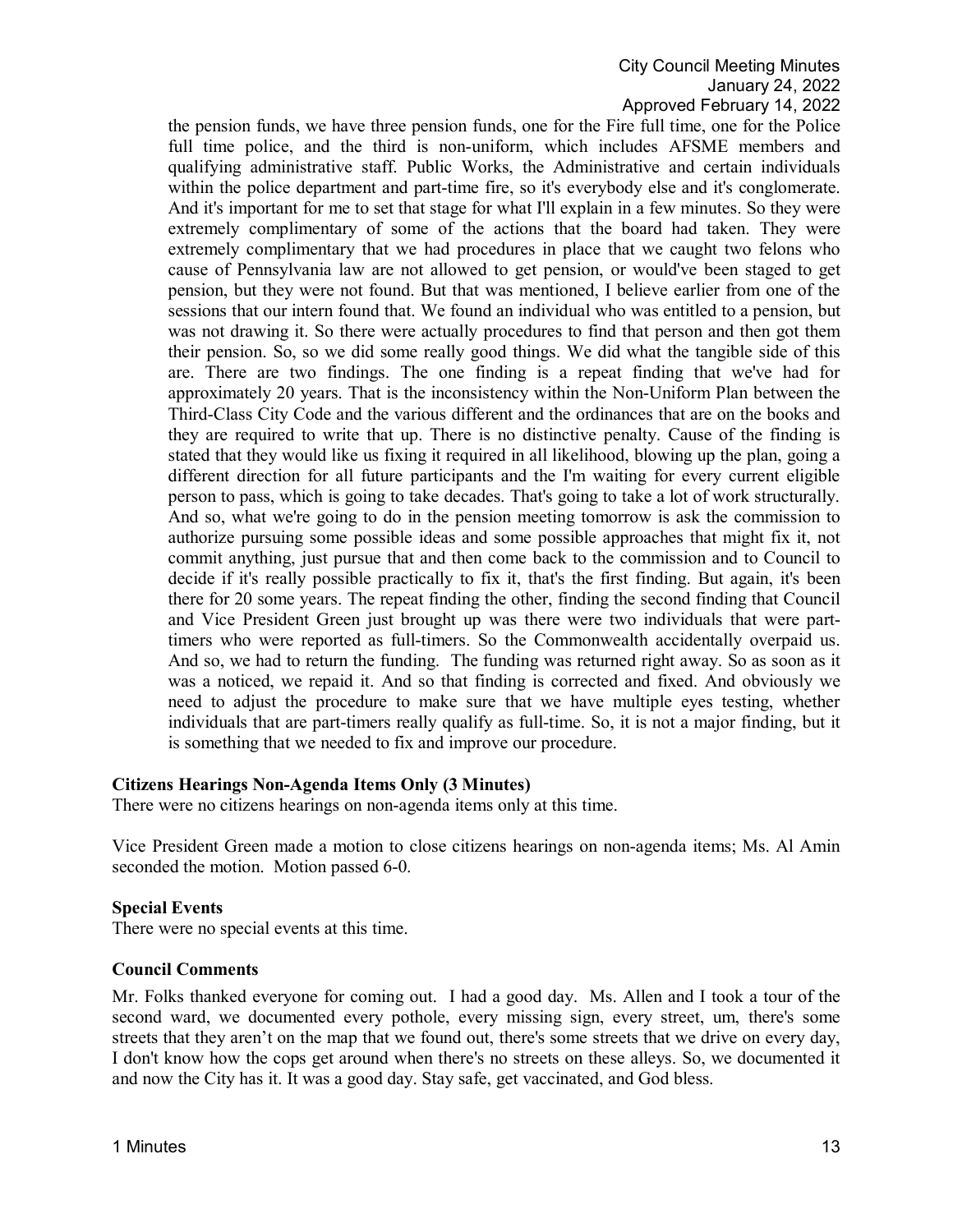the pension funds, we have three pension funds, one for the Fire full time, one for the Police full time police, and the third is non-uniform, which includes AFSME members and qualifying administrative staff. Public Works, the Administrative and certain individuals within the police department and part-time fire, so it's everybody else and it's conglomerate. And it's important for me to set that stage for what I'll explain in a few minutes. So they were extremely complimentary of some of the actions that the board had taken. They were extremely complimentary that we had procedures in place that we caught two felons who cause of Pennsylvania law are not allowed to get pension, or would've been staged to get pension, but they were not found. But that was mentioned, I believe earlier from one of the sessions that our intern found that. We found an individual who was entitled to a pension, but was not drawing it. So there were actually procedures to find that person and then got them their pension. So, so we did some really good things. We did what the tangible side of this are. There are two findings. The one finding is a repeat finding that we've had for approximately 20 years. That is the inconsistency within the Non-Uniform Plan between the Third-Class City Code and the various different and the ordinances that are on the books and they are required to write that up. There is no distinctive penalty. Cause of the finding is stated that they would like us fixing it required in all likelihood, blowing up the plan, going a different direction for all future participants and the I'm waiting for every current eligible person to pass, which is going to take decades. That's going to take a lot of work structurally. And so, what we're going to do in the pension meeting tomorrow is ask the commission to authorize pursuing some possible ideas and some possible approaches that might fix it, not commit anything, just pursue that and then come back to the commission and to Council to decide if it's really possible practically to fix it, that's the first finding. But again, it's been there for 20 some years. The repeat finding the other, finding the second finding that Council and Vice President Green just brought up was there were two individuals that were part-timers who were reported as full-timers. So the Commonwealth accidentally overpaid us. And so, we had to return the funding. The funding was returned right away. So as soon as it was a noticed, we repaid it. And so that finding is corrected and fixed. And obviously we need to adjust the procedure to make sure that we have multiple eyes testing, whether individuals that are part-timers really qualify as full-time. So, it is not a major finding, but it is something that we needed to fix and improve our procedure.

**Citizens Hearings Non-Agenda Items Only (3 Minutes)**

There were no citizens hearings on non-agenda items only at this time.

Vice President Green made a motion to close citizens hearings on non-agenda items; Ms. Al Amin seconded the motion. Motion passed 6-0.

**Special Events**

There were no special events at this time.

**Council Comments**

Mr. Folks thanked everyone for coming out. I had a good day. Ms. Allen and I took a tour of the second ward, we documented every pothole, every missing sign, every street, um, there's some streets that they aren't on the map that we found out, there's some streets that we drive on every day, I don't know how the cops get around when there's no streets on these alleys. So, we documented it and now the City has it. It was a good day. Stay safe, get vaccinated, and God bless.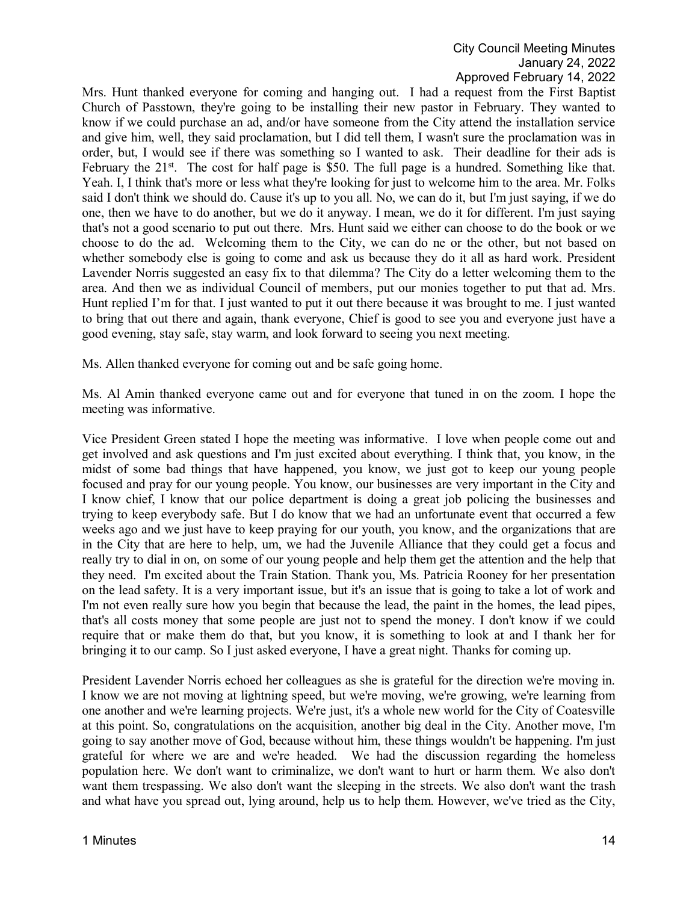Mrs. Hunt thanked everyone for coming and hanging out. I had a request from the First Baptist Church of Passtown, they're going to be installing their new pastor in February. They wanted to know if we could purchase an ad, and/or have someone from the City attend the installation service and give him, well, they said proclamation, but I did tell them, I wasn't sure the proclamation was in order, but, I would see if there was something so I wanted to ask. Their deadline for their ads is February the 21st. The cost for half page is $50. The full page is a hundred. Something like that. Yeah. I, I think that's more or less what they're looking for just to welcome him to the area. Mr. Folks said I don't think we should do. Cause it's up to you all. No, we can do it, but I'm just saying, if we do one, then we have to do another, but we do it anyway. I mean, we do it for different. I'm just saying that's not a good scenario to put out there. Mrs. Hunt said we either can choose to do the book or we choose to do the ad. Welcoming them to the City, we can do ne or the other, but not based on whether somebody else is going to come and ask us because they do it all as hard work. President Lavender Norris suggested an easy fix to that dilemma? The City do a letter welcoming them to the area. And then we as individual Council of members, put our monies together to put that ad. Mrs. Hunt replied I'm for that. I just wanted to put it out there because it was brought to me. I just wanted to bring that out there and again, thank everyone, Chief is good to see you and everyone just have a good evening, stay safe, stay warm, and look forward to seeing you next meeting.

Ms. Allen thanked everyone for coming out and be safe going home.

Ms. Al Amin thanked everyone came out and for everyone that tuned in on the zoom. I hope the meeting was informative.

Vice President Green stated I hope the meeting was informative. I love when people come out and get involved and ask questions and I'm just excited about everything. I think that, you know, in the midst of some bad things that have happened, you know, we just got to keep our young people focused and pray for our young people. You know, our businesses are very important in the City and I know chief, I know that our police department is doing a great job policing the businesses and trying to keep everybody safe. But I do know that we had an unfortunate event that occurred a few weeks ago and we just have to keep praying for our youth, you know, and the organizations that are in the City that are here to help, um, we had the Juvenile Alliance that they could get a focus and really try to dial in on, on some of our young people and help them get the attention and the help that they need. I'm excited about the Train Station. Thank you, Ms. Patricia Rooney for her presentation on the lead safety. It is a very important issue, but it's an issue that is going to take a lot of work and I'm not even really sure how you begin that because the lead, the paint in the homes, the lead pipes, that's all costs money that some people are just not to spend the money. I don't know if we could require that or make them do that, but you know, it is something to look at and I thank her for bringing it to our camp. So I just asked everyone, I have a great night. Thanks for coming up.

President Lavender Norris echoed her colleagues as she is grateful for the direction we're moving in. I know we are not moving at lightning speed, but we're moving, we're growing, we're learning from one another and we're learning projects. We're just, it's a whole new world for the City of Coatesville at this point. So, congratulations on the acquisition, another big deal in the City. Another move, I'm going to say another move of God, because without him, these things wouldn't be happening. I'm just grateful for where we are and we're headed. We had the discussion regarding the homeless population here. We don't want to criminalize, we don't want to hurt or harm them. We also don't want them trespassing. We also don't want the sleeping in the streets. We also don't want the trash and what have you spread out, lying around, help us to help them. However, we've tried as the City,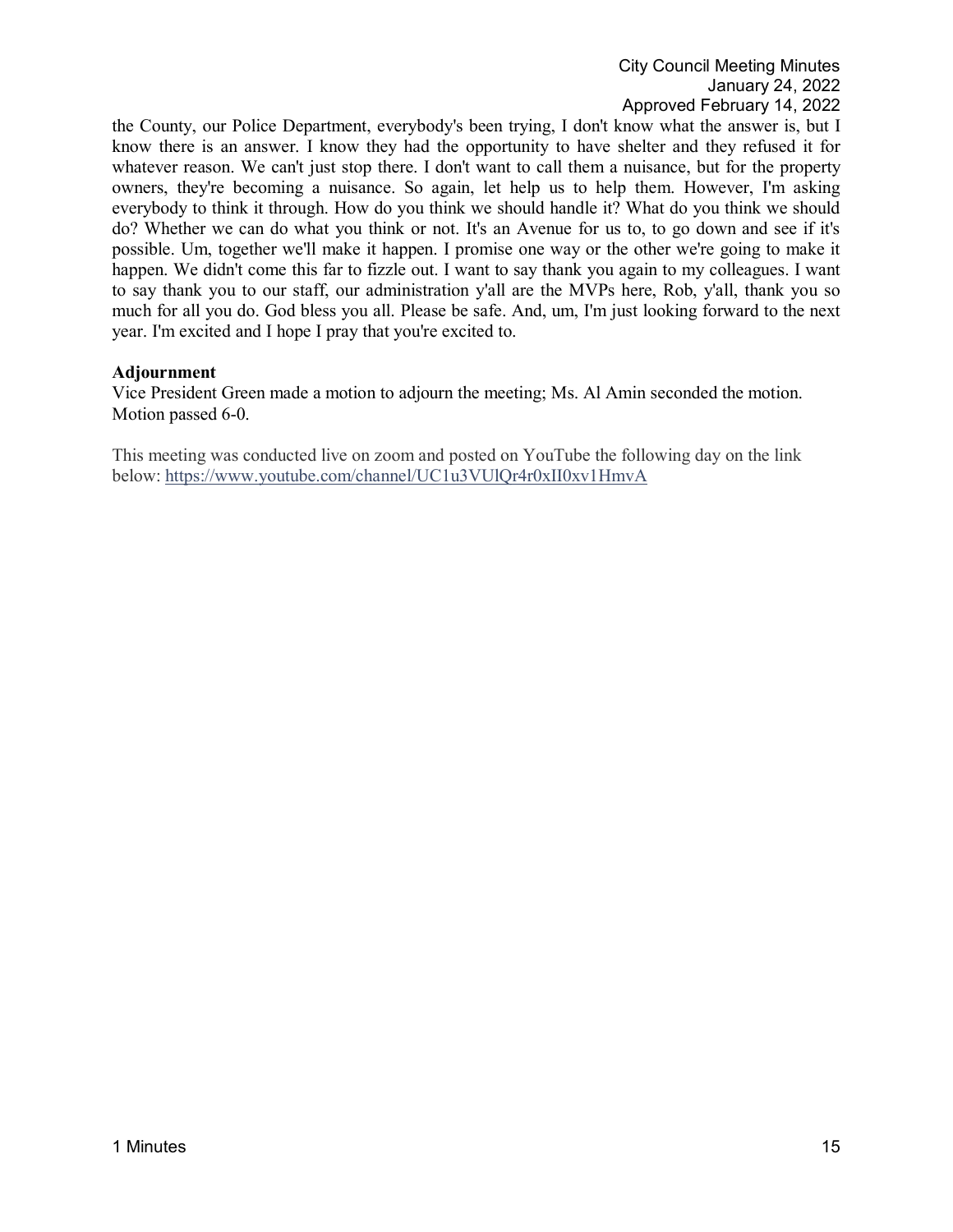the County, our Police Department, everybody's been trying, I don't know what the answer is, but I know there is an answer. I know they had the opportunity to have shelter and they refused it for whatever reason. We can't just stop there. I don't want to call them a nuisance, but for the property owners, they're becoming a nuisance. So again, let help us to help them. However, I'm asking everybody to think it through. How do you think we should handle it? What do you think we should do? Whether we can do what you think or not. It's an Avenue for us to, to go down and see if it's possible. Um, together we'll make it happen. I promise one way or the other we're going to make it happen. We didn't come this far to fizzle out. I want to say thank you again to my colleagues. I want to say thank you to our staff, our administration y'all are the MVPs here, Rob, y'all, thank you so much for all you do. God bless you all. Please be safe. And, um, I'm just looking forward to the next year. I'm excited and I hope I pray that you're excited to.

**Adjournment**
Vice President Green made a motion to adjourn the meeting; Ms. Al Amin seconded the motion. Motion passed 6-0.

This meeting was conducted live on zoom and posted on YouTube the following day on the link below: https://www.youtube.com/channel/UC1u3VUlQr4r0xII0xv1HmvA